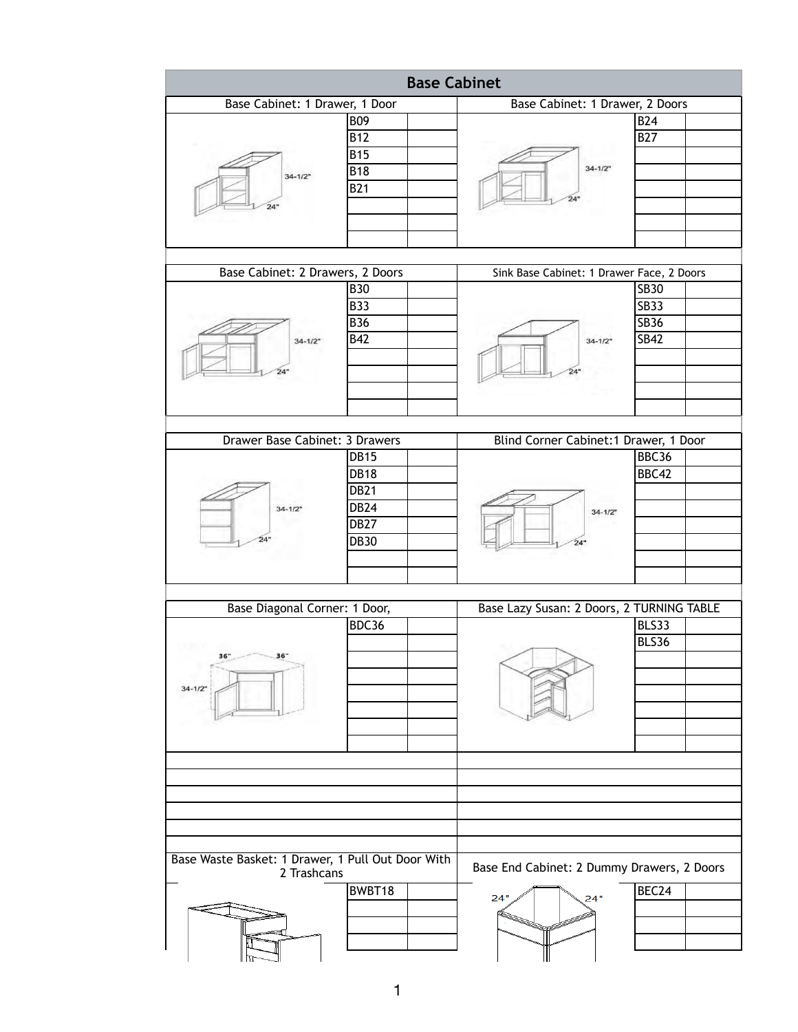# Base Cabinet

## Base Cabinet: 1 Drawer, 1 Door

| Item | Qty |
|---|---|
| B09 | |
| B12 | |
| B15 | |
| B18 | |
| B21 | |

## Base Cabinet: 1 Drawer, 2 Doors

| Item | Qty |
|---|---|
| B24 | |
| B27 | |

## Base Cabinet: 2 Drawers, 2 Doors

| Item | Qty |
|---|---|
| B30 | |
| B33 | |
| B36 | |
| B42 | |

## Sink Base Cabinet: 1 Drawer Face, 2 Doors

| Item | Qty |
|---|---|
| SB30 | |
| SB33 | |
| SB36 | |
| SB42 | |

## Drawer Base Cabinet: 3 Drawers

| Item | Qty |
|---|---|
| DB15 | |
| DB18 | |
| DB21 | |
| DB24 | |
| DB27 | |
| DB30 | |

## Blind Corner Cabinet:1 Drawer, 1 Door

| Item | Qty |
|---|---|
| BBC36 | |
| BBC42 | |

## Base Diagonal Corner: 1 Door,

| Item | Qty |
|---|---|
| BDC36 | |

## Base Lazy Susan: 2 Doors, 2 TURNING TABLE

| Item | Qty |
|---|---|
| BLS33 | |
| BLS36 | |

## Base Waste Basket: 1 Drawer, 1 Pull Out Door With 2 Trashcans

| Item | Qty |
|---|---|
| BWBT18 | |

## Base End Cabinet: 2 Dummy Drawers, 2 Doors

| Item | Qty |
|---|---|
| BEC24 | |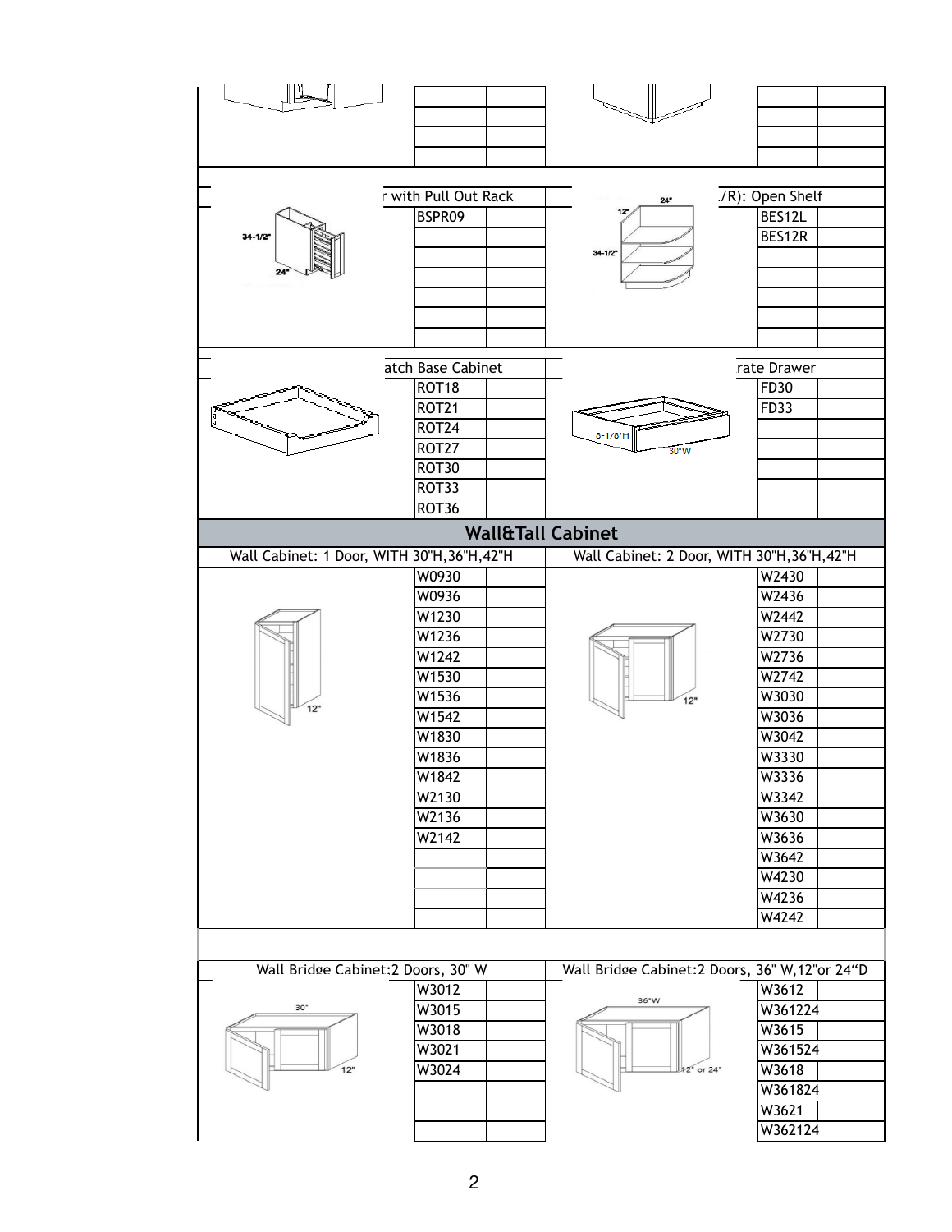| | | | | | |
|---|---|---|---|---|---|
| | | | | | |
| | | | | | |
| | | | | | |
| | | | | | |

| r with Pull Out Rack | | | ./R): Open Shelf | |
|---|---|---|---|---|
| 34-1/2" 24" | BSPR09 | | 12" 24" 34-1/2" | BES12L | |
| | | | | BES12R | |
| | | | | | |
| | | | | | |
| | | | | | |
| | | | | | |
| | | | | | |

| atch Base Cabinet | | | rate Drawer | |
|---|---|---|---|---|
| | ROT18 | | 8-1/8"H 30"W | FD30 | |
| | ROT21 | | | FD33 | |
| | ROT24 | | | | |
| | ROT27 | | | | |
| | ROT30 | | | | |
| | ROT33 | | | | |
| | ROT36 | | | | |

## Wall&Tall Cabinet

| Wall Cabinet: 1 Door, WITH 30"H,36"H,42"H | | | Wall Cabinet: 2 Door, WITH 30"H,36"H,42"H | | |
|---|---|---|---|---|---|
| | W0930 | | | W2430 | |
| | W0936 | | | W2436 | |
| | W1230 | | | W2442 | |
| | W1236 | | | W2730 | |
| | W1242 | | | W2736 | |
| | W1530 | | | W2742 | |
| 12" | W1536 | | 12" | W3030 | |
| | W1542 | | | W3036 | |
| | W1830 | | | W3042 | |
| | W1836 | | | W3330 | |
| | W1842 | | | W3336 | |
| | W2130 | | | W3342 | |
| | W2136 | | | W3630 | |
| | W2142 | | | W3636 | |
| | | | | W3642 | |
| | | | | W4230 | |
| | | | | W4236 | |
| | | | | W4242 | |

| Wall Bridge Cabinet:2 Doors, 30" W | | | Wall Bridge Cabinet:2 Doors, 36" W,12"or 24"D | | |
|---|---|---|---|---|---|
| 30" | W3012 | | 36"W | W3612 | |
| | W3015 | | | W361224 | |
| | W3018 | | | W3615 | |
| | W3021 | | | W361524 | |
| 12" | W3024 | | 12" or 24" | W3618 | |
| | | | | W361824 | |
| | | | | W3621 | |
| | | | | W362124 | |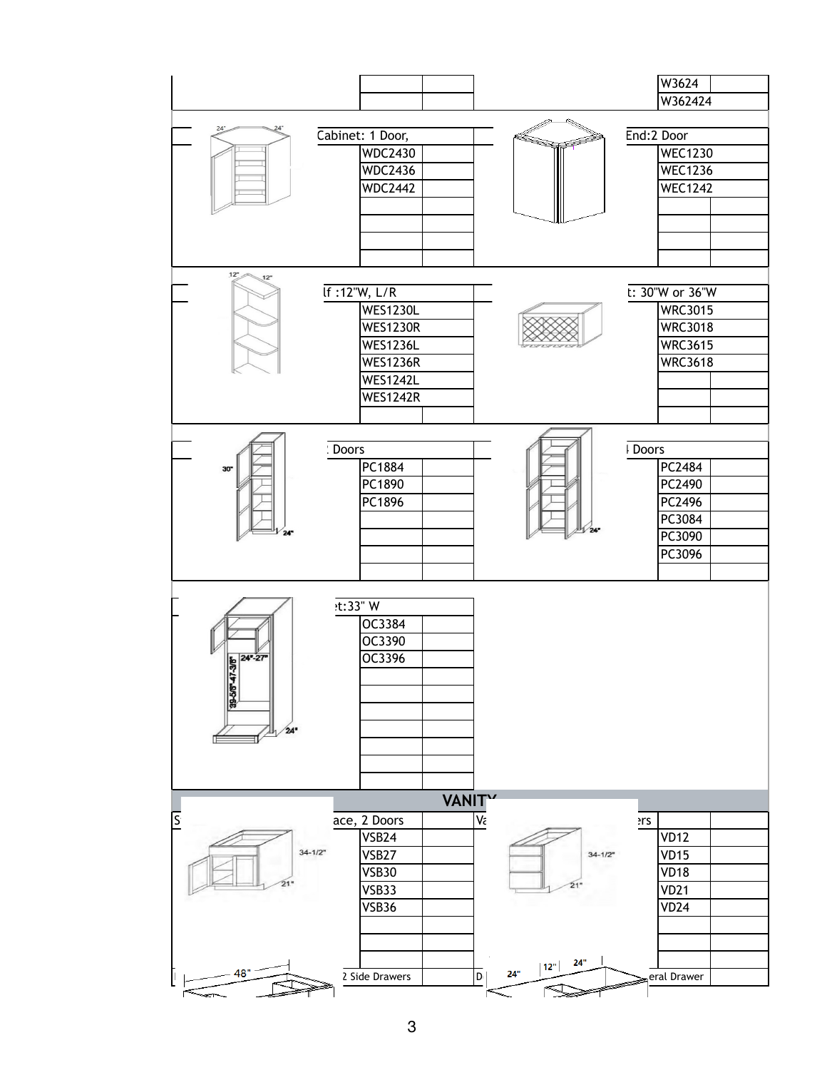| | |
|---|---|
| W3624 | |
| W362424 | |

| Cabinet: 1 Door, | |
|---|---|
| WDC2430 | |
| WDC2436 | |
| WDC2442 | |

| End:2 Door | |
|---|---|
| WEC1230 | |
| WEC1236 | |
| WEC1242 | |

| lf :12"W, L/R | |
|---|---|
| WES1230L | |
| WES1230R | |
| WES1236L | |
| WES1236R | |
| WES1242L | |
| WES1242R | |

| t: 30"W or 36"W | |
|---|---|
| WRC3015 | |
| WRC3018 | |
| WRC3615 | |
| WRC3618 | |

| Doors | |
|---|---|
| PC1884 | |
| PC1890 | |
| PC1896 | |

| Doors | |
|---|---|
| PC2484 | |
| PC2490 | |
| PC2496 | |
| PC3084 | |
| PC3090 | |
| PC3096 | |

| t:33" W | |
|---|---|
| OC3384 | |
| OC3390 | |
| OC3396 | |

## VANITY

| ace, 2 Doors | |
|---|---|
| VSB24 | |
| VSB27 | |
| VSB30 | |
| VSB33 | |
| VSB36 | |
| 2 Side Drawers | |

| rs | |
|---|---|
| VD12 | |
| VD15 | |
| VD18 | |
| VD21 | |
| VD24 | |
| eral Drawer | |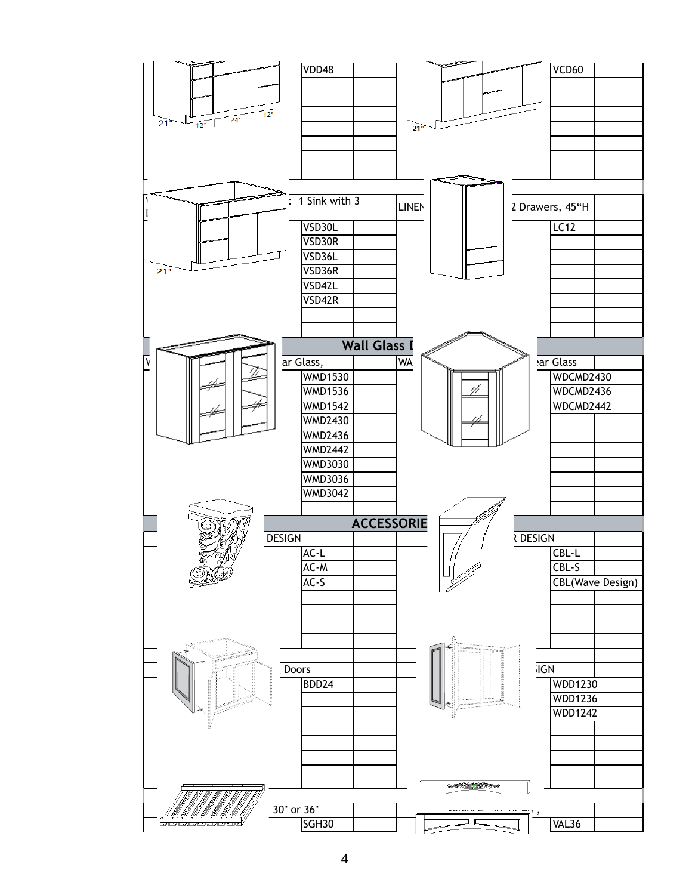| VDD48 | |
|---|---|
| | |
| | |
| | |
| | |
| | |
| | |
| | |

21" 12" 24" 12"

| VCD60 | |
|---|---|
| | |
| | |
| | |
| | |
| | |
| | |
| | |

21"

: 1 Sink with 3

| VSD30L | |
|---|---|
| VSD30R | |
| VSD36L | |
| VSD36R | |
| VSD42L | |
| VSD42R | |
| | |
| | |

21"

LINEN

2 Drawers, 45"H

| LC12 | |
|---|---|
| | |
| | |
| | |
| | |
| | |
| | |
| | |

## Wall Glass D

ar Glass,

| WMD1530 | |
|---|---|
| WMD1536 | |
| WMD1542 | |
| WMD2430 | |
| WMD2436 | |
| WMD2442 | |
| WMD3030 | |
| WMD3036 | |
| WMD3042 | |
| | |

WA

ar Glass

| WDCMD2430 | |
|---|---|
| WDCMD2436 | |
| WDCMD2442 | |
| | |
| | |
| | |
| | |
| | |
| | |
| | |

## ACCESSORIE

DESIGN

| AC-L | |
|---|---|
| AC-M | |
| AC-S | |
| | |
| | |
| | |
| | |

R DESIGN

| CBL-L | |
|---|---|
| CBL-S | |
| CBL(Wave Design) | |
| | |
| | |
| | |
| | |

Doors

| BDD24 | |
|---|---|
| | |
| | |
| | |
| | |
| | |
| | |

IGN

| WDD1230 | |
|---|---|
| WDD1236 | |
| WDD1242 | |
| | |
| | |
| | |
| | |

30" or 36"

| SGH30 | |
|---|---|

| VAL36 | |
|---|---|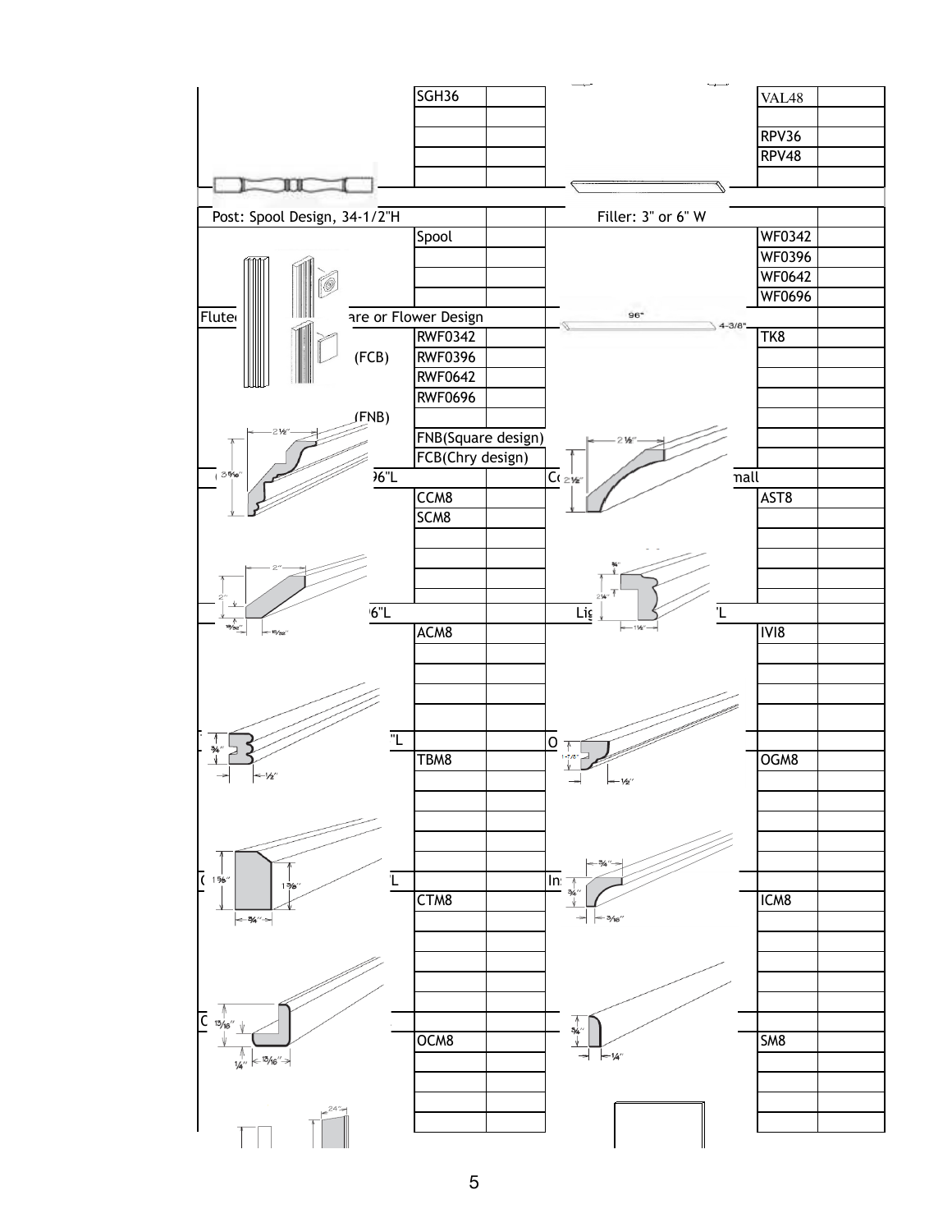| | | | | | |
|---|---|---|---|---|---|
| | SGH36 | | | VAL48 | |
| | | | | | |
| | | | | RPV36 | |
| | | | | RPV48 | |
| | | | | | |
| Post: Spool Design, 34-1/2"H | | | Filler: 3" or 6" W | | |
| | Spool | | | WF0342 | |
| | | | | WF0396 | |
| | | | | WF0642 | |
| | | | | WF0696 | |
| Flute... are or Flower Design | | | 96" 4-3/8" | | |
| (FCB) | RWF0342 | | | TK8 | |
| | RWF0396 | | | | |
| | RWF0642 | | | | |
| | RWF0696 | | | | |
| (FNB) | | | | | |
| | FNB(Square design) | | | | |
| | FCB(Chry design) | | | | |
| ...96"L | | | Co... ...mall | | |
| | CCM8 | | | AST8 | |
| | SCM8 | | | | |
| | | | | | |
| | | | | | |
| | | | | | |
| | | | | | |
| ...6"L | | | Lig... ...'L | | |
| | ACM8 | | | IVI8 | |
| | | | | | |
| | | | | | |
| | | | | | |
| | | | | | |
| ..."L | | | O... | | |
| | TBM8 | | | OGM8 | |
| | | | | | |
| | | | | | |
| | | | | | |
| | | | | | |
| | | | | | |
| C... ...L | | | In... | | |
| | CTM8 | | | ICM8 | |
| | | | | | |
| | | | | | |
| | | | | | |
| | | | | | |
| | | | | | |
| C... | | | | | |
| | OCM8 | | | SM8 | |
| | | | | | |
| | | | | | |
| | | | | | |
| | | | | | |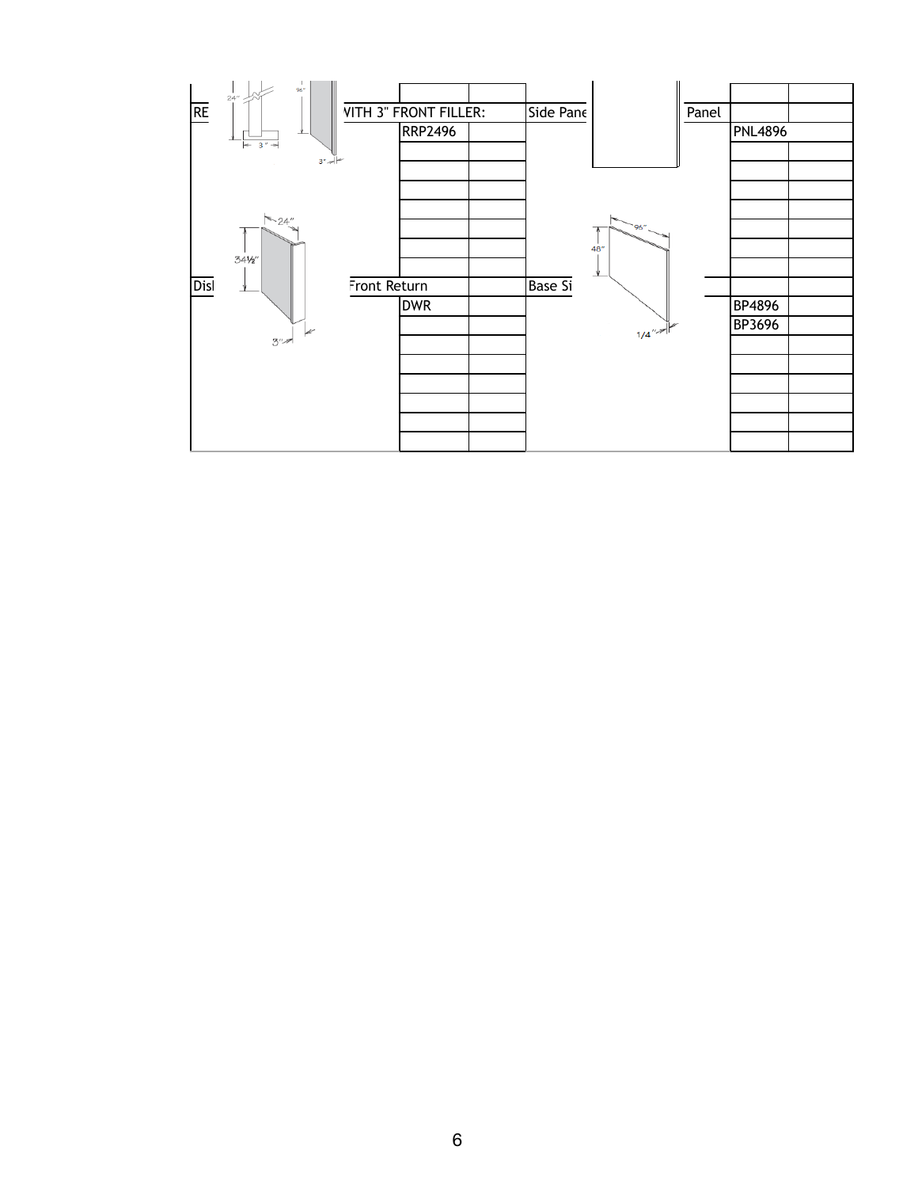| | | | | | | |
|---|---|---|---|---|---|---|
| RE | VITH 3" FRONT FILLER: | | | Side Pane | Panel | | |
| | | RRP2496 | | | | PNL4896 | |
| | | | | | | | |
| | | | | | | | |
| | | | | | | | |
| | | | | | | | |
| | | | | | | | |
| | | | | | | | |
| | | | | | | | |
| Disl | Front Return | | | Base Si | | | |
| | | DWR | | | | BP4896 | |
| | | | | | | BP3696 | |
| | | | | | | | |
| | | | | | | | |
| | | | | | | | |
| | | | | | | | |
| | | | | | | | |
| | | | | | | | |

24"

96"

3"

3"

24"

34½"

3"

96"

48"

1/4"